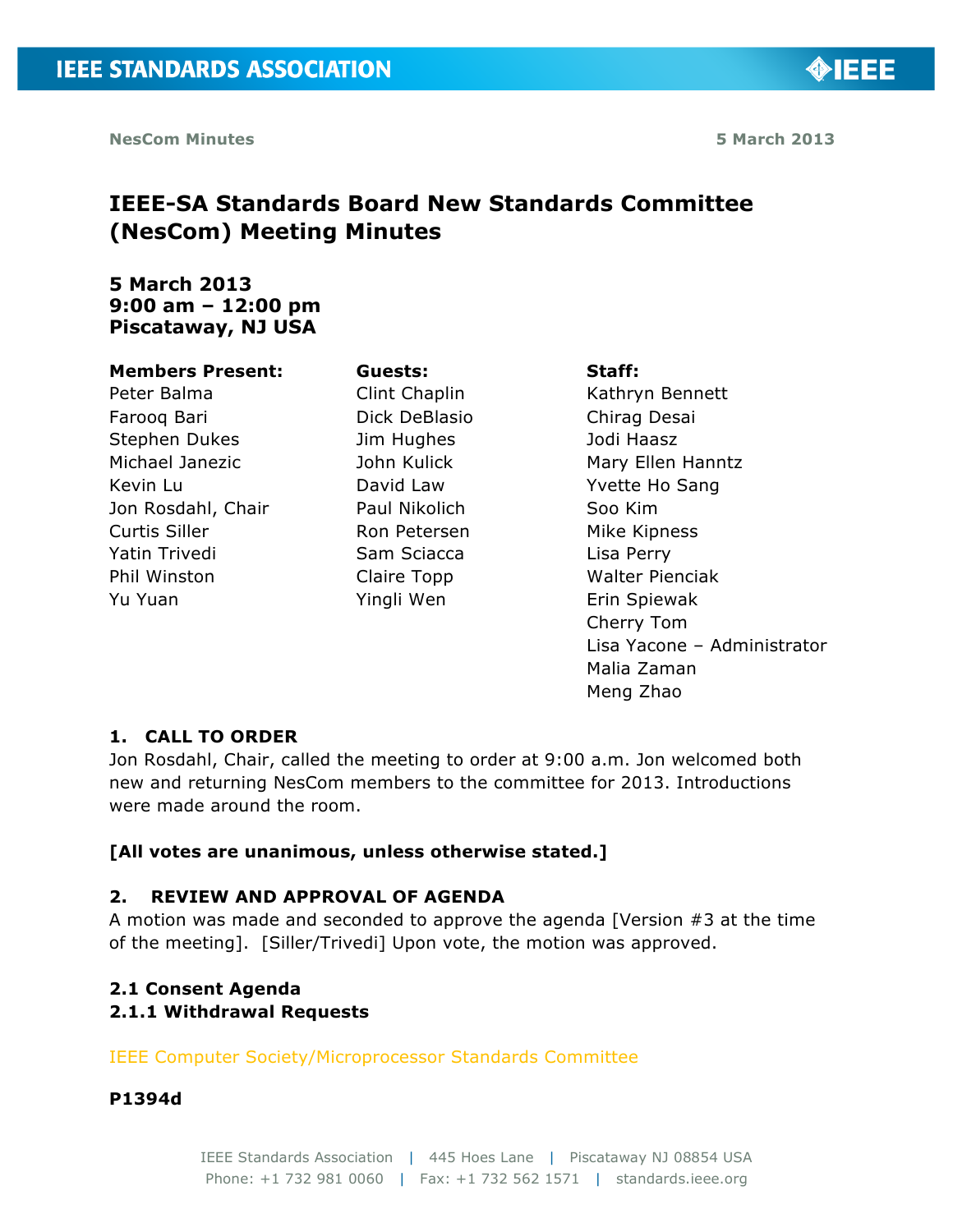NesCom Minutes 5 March 2013

# IEEE-SA Standards Board New Standards Committee (NesCom) Meeting Minutes

**5 March 2013**
**9:00 am – 12:00 pm**
**Piscataway, NJ USA**

| Members Present: | Guests: | Staff: |
|---|---|---|
| Peter Balma | Clint Chaplin | Kathryn Bennett |
| Farooq Bari | Dick DeBlasio | Chirag Desai |
| Stephen Dukes | Jim Hughes | Jodi Haasz |
| Michael Janezic | John Kulick | Mary Ellen Hanntz |
| Kevin Lu | David Law | Yvette Ho Sang |
| Jon Rosdahl, Chair | Paul Nikolich | Soo Kim |
| Curtis Siller | Ron Petersen | Mike Kipness |
| Yatin Trivedi | Sam Sciacca | Lisa Perry |
| Phil Winston | Claire Topp | Walter Pienciak |
| Yu Yuan | Yingli Wen | Erin Spiewak |
| | | Cherry Tom |
| | | Lisa Yacone – Administrator |
| | | Malia Zaman |
| | | Meng Zhao |

## 1. CALL TO ORDER

Jon Rosdahl, Chair, called the meeting to order at 9:00 a.m. Jon welcomed both new and returning NesCom members to the committee for 2013. Introductions were made around the room.

**[All votes are unanimous, unless otherwise stated.]**

## 2. REVIEW AND APPROVAL OF AGENDA

A motion was made and seconded to approve the agenda [Version #3 at the time of the meeting]. [Siller/Trivedi] Upon vote, the motion was approved.

### 2.1 Consent Agenda

### 2.1.1 Withdrawal Requests

IEEE Computer Society/Microprocessor Standards Committee

**P1394d**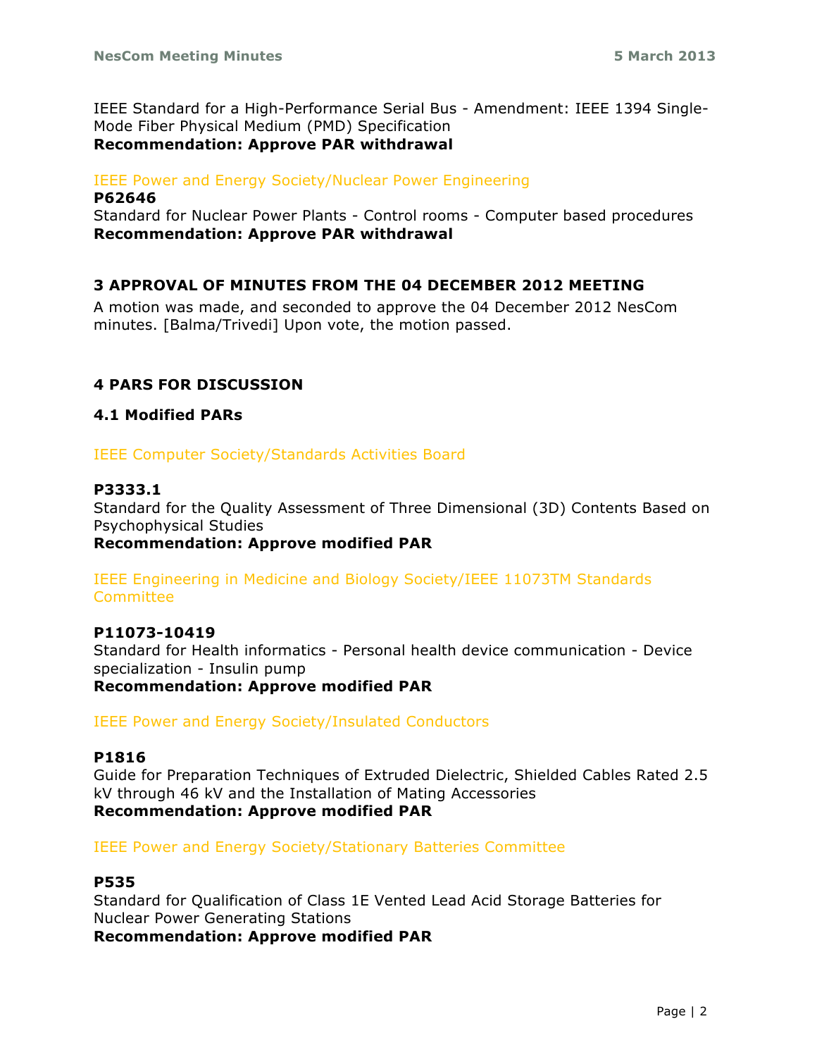IEEE Standard for a High-Performance Serial Bus - Amendment: IEEE 1394 Single-Mode Fiber Physical Medium (PMD) Specification
**Recommendation: Approve PAR withdrawal**

IEEE Power and Energy Society/Nuclear Power Engineering

**P62646**
Standard for Nuclear Power Plants - Control rooms - Computer based procedures
**Recommendation: Approve PAR withdrawal**

## 3 APPROVAL OF MINUTES FROM THE 04 DECEMBER 2012 MEETING

A motion was made, and seconded to approve the 04 December 2012 NesCom minutes. [Balma/Trivedi] Upon vote, the motion passed.

## 4 PARS FOR DISCUSSION

### 4.1 Modified PARs

IEEE Computer Society/Standards Activities Board

**P3333.1**
Standard for the Quality Assessment of Three Dimensional (3D) Contents Based on Psychophysical Studies
**Recommendation: Approve modified PAR**

IEEE Engineering in Medicine and Biology Society/IEEE 11073TM Standards Committee

**P11073-10419**
Standard for Health informatics - Personal health device communication - Device specialization - Insulin pump
**Recommendation: Approve modified PAR**

IEEE Power and Energy Society/Insulated Conductors

**P1816**
Guide for Preparation Techniques of Extruded Dielectric, Shielded Cables Rated 2.5 kV through 46 kV and the Installation of Mating Accessories
**Recommendation: Approve modified PAR**

IEEE Power and Energy Society/Stationary Batteries Committee

**P535**
Standard for Qualification of Class 1E Vented Lead Acid Storage Batteries for Nuclear Power Generating Stations
**Recommendation: Approve modified PAR**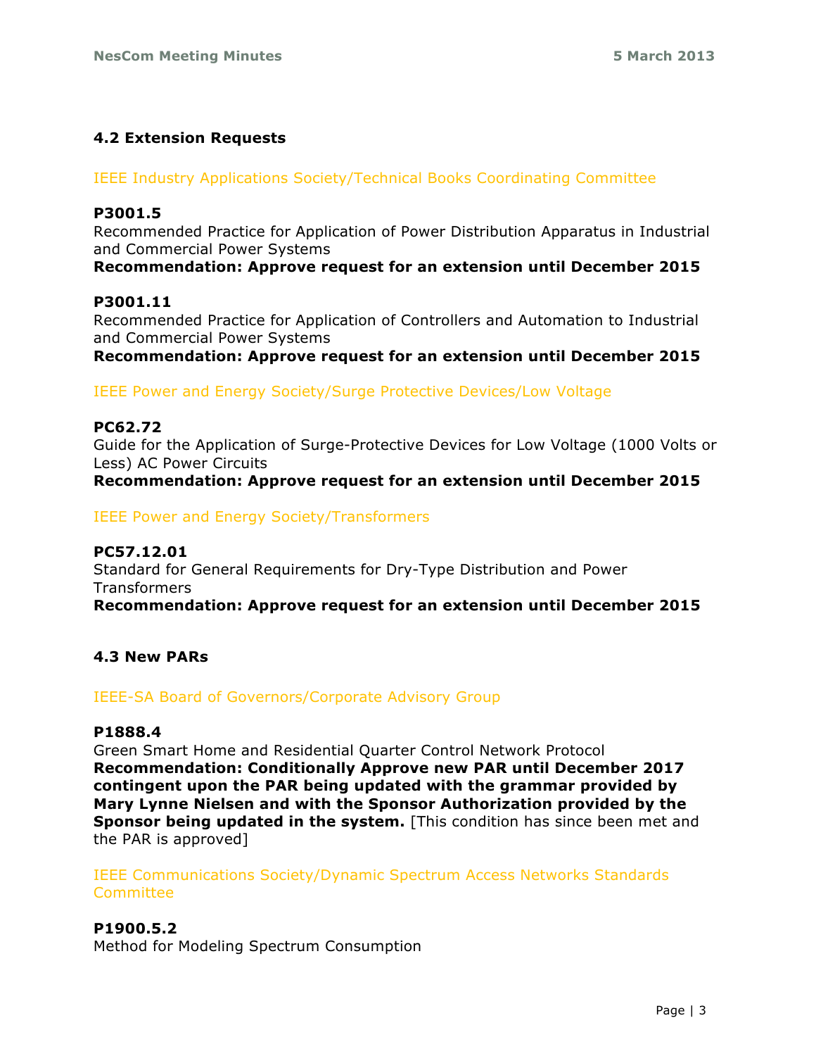### 4.2 Extension Requests

IEEE Industry Applications Society/Technical Books Coordinating Committee

**P3001.5**
Recommended Practice for Application of Power Distribution Apparatus in Industrial and Commercial Power Systems
**Recommendation: Approve request for an extension until December 2015**

**P3001.11**
Recommended Practice for Application of Controllers and Automation to Industrial and Commercial Power Systems
**Recommendation: Approve request for an extension until December 2015**

IEEE Power and Energy Society/Surge Protective Devices/Low Voltage

**PC62.72**
Guide for the Application of Surge-Protective Devices for Low Voltage (1000 Volts or Less) AC Power Circuits
**Recommendation: Approve request for an extension until December 2015**

IEEE Power and Energy Society/Transformers

**PC57.12.01**
Standard for General Requirements for Dry-Type Distribution and Power Transformers
**Recommendation: Approve request for an extension until December 2015**

### 4.3 New PARs

IEEE-SA Board of Governors/Corporate Advisory Group

**P1888.4**
Green Smart Home and Residential Quarter Control Network Protocol
**Recommendation: Conditionally Approve new PAR until December 2017 contingent upon the PAR being updated with the grammar provided by Mary Lynne Nielsen and with the Sponsor Authorization provided by the Sponsor being updated in the system.** [This condition has since been met and the PAR is approved]

IEEE Communications Society/Dynamic Spectrum Access Networks Standards Committee

**P1900.5.2**
Method for Modeling Spectrum Consumption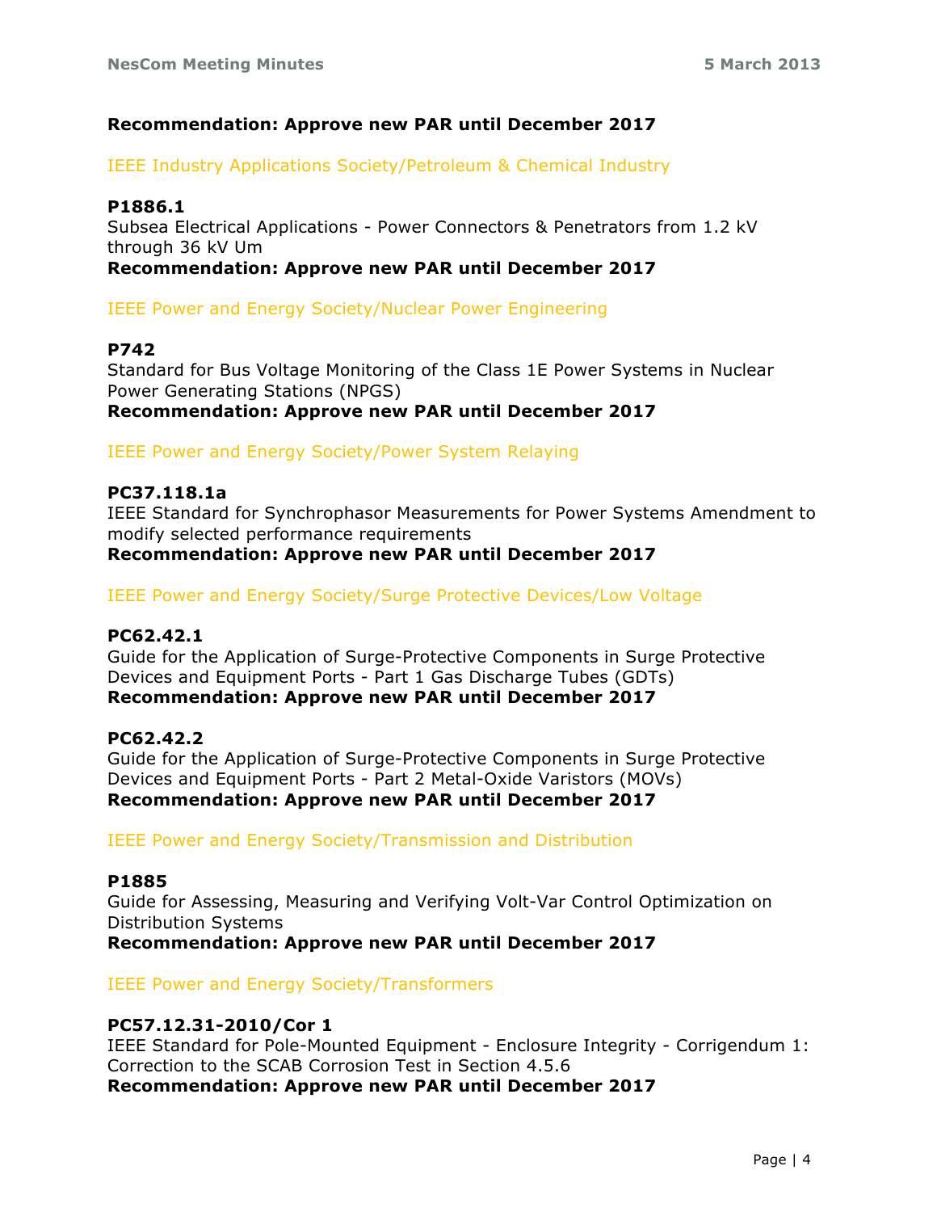**Recommendation: Approve new PAR until December 2017**

IEEE Industry Applications Society/Petroleum & Chemical Industry

**P1886.1**
Subsea Electrical Applications - Power Connectors & Penetrators from 1.2 kV through 36 kV Um
**Recommendation: Approve new PAR until December 2017**

IEEE Power and Energy Society/Nuclear Power Engineering

**P742**
Standard for Bus Voltage Monitoring of the Class 1E Power Systems in Nuclear Power Generating Stations (NPGS)
**Recommendation: Approve new PAR until December 2017**

IEEE Power and Energy Society/Power System Relaying

**PC37.118.1a**
IEEE Standard for Synchrophasor Measurements for Power Systems Amendment to modify selected performance requirements
**Recommendation: Approve new PAR until December 2017**

IEEE Power and Energy Society/Surge Protective Devices/Low Voltage

**PC62.42.1**
Guide for the Application of Surge-Protective Components in Surge Protective Devices and Equipment Ports - Part 1 Gas Discharge Tubes (GDTs)
**Recommendation: Approve new PAR until December 2017**

**PC62.42.2**
Guide for the Application of Surge-Protective Components in Surge Protective Devices and Equipment Ports - Part 2 Metal-Oxide Varistors (MOVs)
**Recommendation: Approve new PAR until December 2017**

IEEE Power and Energy Society/Transmission and Distribution

**P1885**
Guide for Assessing, Measuring and Verifying Volt-Var Control Optimization on Distribution Systems
**Recommendation: Approve new PAR until December 2017**

IEEE Power and Energy Society/Transformers

**PC57.12.31-2010/Cor 1**
IEEE Standard for Pole-Mounted Equipment - Enclosure Integrity - Corrigendum 1: Correction to the SCAB Corrosion Test in Section 4.5.6
**Recommendation: Approve new PAR until December 2017**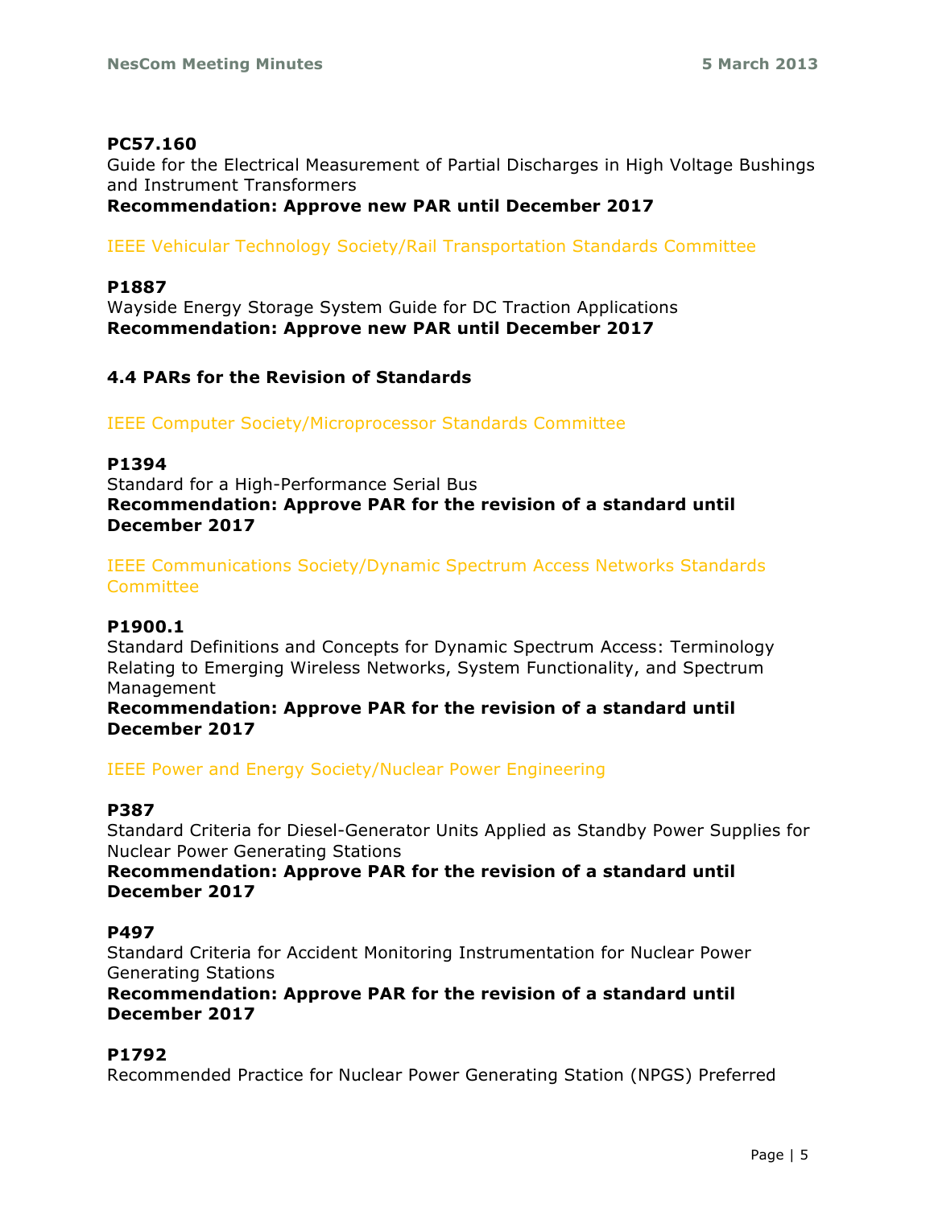**PC57.160**
Guide for the Electrical Measurement of Partial Discharges in High Voltage Bushings and Instrument Transformers
**Recommendation: Approve new PAR until December 2017**

IEEE Vehicular Technology Society/Rail Transportation Standards Committee

**P1887**
Wayside Energy Storage System Guide for DC Traction Applications
**Recommendation: Approve new PAR until December 2017**

### 4.4 PARs for the Revision of Standards

IEEE Computer Society/Microprocessor Standards Committee

**P1394**
Standard for a High-Performance Serial Bus
**Recommendation: Approve PAR for the revision of a standard until December 2017**

IEEE Communications Society/Dynamic Spectrum Access Networks Standards Committee

**P1900.1**
Standard Definitions and Concepts for Dynamic Spectrum Access: Terminology Relating to Emerging Wireless Networks, System Functionality, and Spectrum Management
**Recommendation: Approve PAR for the revision of a standard until December 2017**

IEEE Power and Energy Society/Nuclear Power Engineering

**P387**
Standard Criteria for Diesel-Generator Units Applied as Standby Power Supplies for Nuclear Power Generating Stations
**Recommendation: Approve PAR for the revision of a standard until December 2017**

**P497**
Standard Criteria for Accident Monitoring Instrumentation for Nuclear Power Generating Stations
**Recommendation: Approve PAR for the revision of a standard until December 2017**

**P1792**
Recommended Practice for Nuclear Power Generating Station (NPGS) Preferred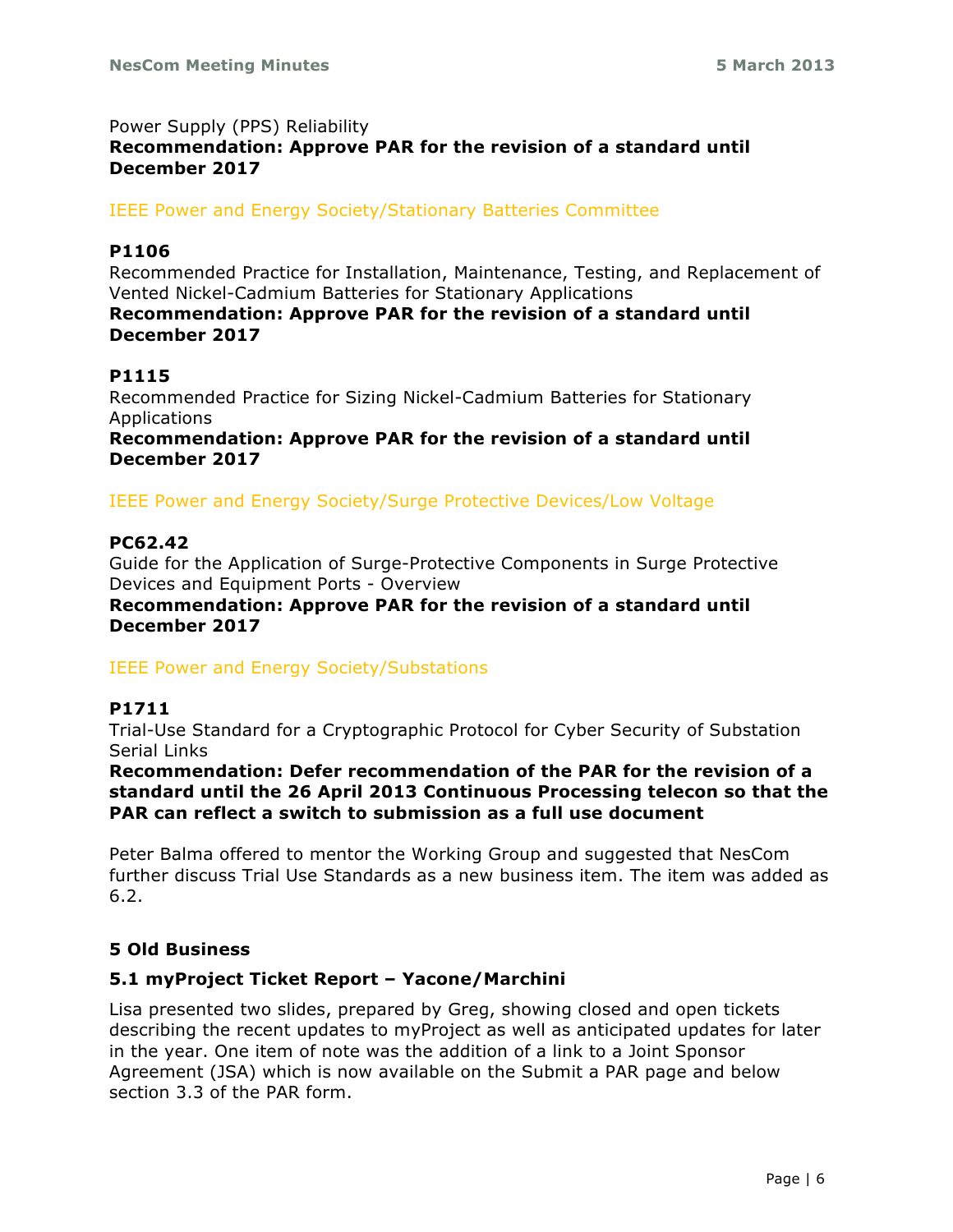Power Supply (PPS) Reliability
**Recommendation: Approve PAR for the revision of a standard until December 2017**

IEEE Power and Energy Society/Stationary Batteries Committee

**P1106**
Recommended Practice for Installation, Maintenance, Testing, and Replacement of Vented Nickel-Cadmium Batteries for Stationary Applications
**Recommendation: Approve PAR for the revision of a standard until December 2017**

**P1115**
Recommended Practice for Sizing Nickel-Cadmium Batteries for Stationary Applications
**Recommendation: Approve PAR for the revision of a standard until December 2017**

IEEE Power and Energy Society/Surge Protective Devices/Low Voltage

**PC62.42**
Guide for the Application of Surge-Protective Components in Surge Protective Devices and Equipment Ports - Overview
**Recommendation: Approve PAR for the revision of a standard until December 2017**

IEEE Power and Energy Society/Substations

**P1711**
Trial-Use Standard for a Cryptographic Protocol for Cyber Security of Substation Serial Links
**Recommendation: Defer recommendation of the PAR for the revision of a standard until the 26 April 2013 Continuous Processing telecon so that the PAR can reflect a switch to submission as a full use document**

Peter Balma offered to mentor the Working Group and suggested that NesCom further discuss Trial Use Standards as a new business item. The item was added as 6.2.

## 5 Old Business

### 5.1 myProject Ticket Report – Yacone/Marchini

Lisa presented two slides, prepared by Greg, showing closed and open tickets describing the recent updates to myProject as well as anticipated updates for later in the year. One item of note was the addition of a link to a Joint Sponsor Agreement (JSA) which is now available on the Submit a PAR page and below section 3.3 of the PAR form.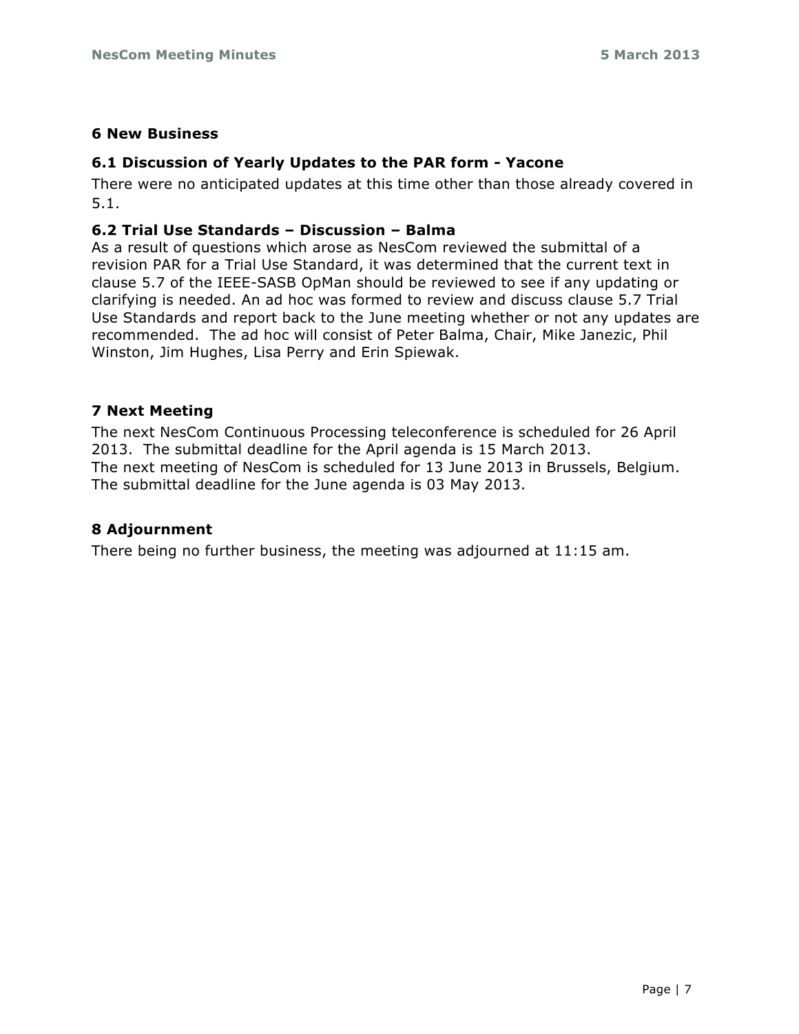## 6 New Business

### 6.1 Discussion of Yearly Updates to the PAR form - Yacone

There were no anticipated updates at this time other than those already covered in 5.1.

### 6.2 Trial Use Standards – Discussion – Balma

As a result of questions which arose as NesCom reviewed the submittal of a revision PAR for a Trial Use Standard, it was determined that the current text in clause 5.7 of the IEEE-SASB OpMan should be reviewed to see if any updating or clarifying is needed. An ad hoc was formed to review and discuss clause 5.7 Trial Use Standards and report back to the June meeting whether or not any updates are recommended. The ad hoc will consist of Peter Balma, Chair, Mike Janezic, Phil Winston, Jim Hughes, Lisa Perry and Erin Spiewak.

## 7 Next Meeting

The next NesCom Continuous Processing teleconference is scheduled for 26 April 2013. The submittal deadline for the April agenda is 15 March 2013.
The next meeting of NesCom is scheduled for 13 June 2013 in Brussels, Belgium. The submittal deadline for the June agenda is 03 May 2013.

## 8 Adjournment

There being no further business, the meeting was adjourned at 11:15 am.